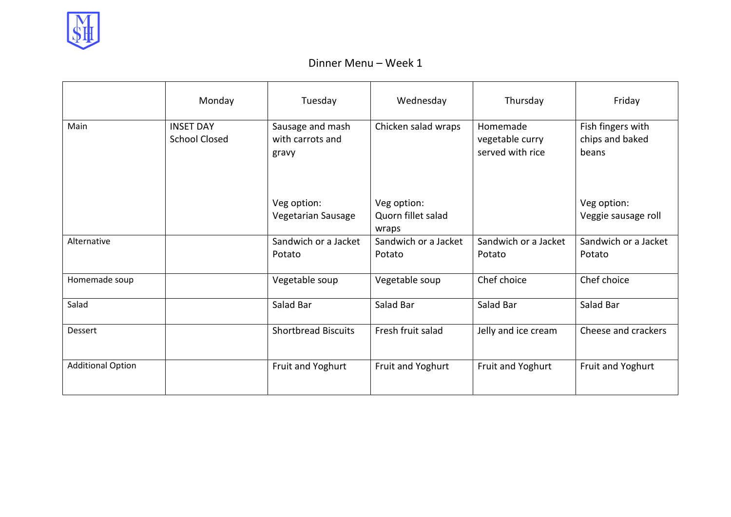# Dinner Menu – Week 1

| | Monday | Tuesday | Wednesday | Thursday | Friday |
|---|---|---|---|---|---|
| Main | INSET DAY School Closed | Sausage and mash with carrots and gravy<br><br>Veg option: Vegetarian Sausage | Chicken salad wraps<br><br>Veg option: Quorn fillet salad wraps | Homemade vegetable curry served with rice | Fish fingers with chips and baked beans<br><br>Veg option: Veggie sausage roll |
| Alternative | | Sandwich or a Jacket Potato | Sandwich or a Jacket Potato | Sandwich or a Jacket Potato | Sandwich or a Jacket Potato |
| Homemade soup | | Vegetable soup | Vegetable soup | Chef choice | Chef choice |
| Salad | | Salad Bar | Salad Bar | Salad Bar | Salad Bar |
| Dessert | | Shortbread Biscuits | Fresh fruit salad | Jelly and ice cream | Cheese and crackers |
| Additional Option | | Fruit and Yoghurt | Fruit and Yoghurt | Fruit and Yoghurt | Fruit and Yoghurt |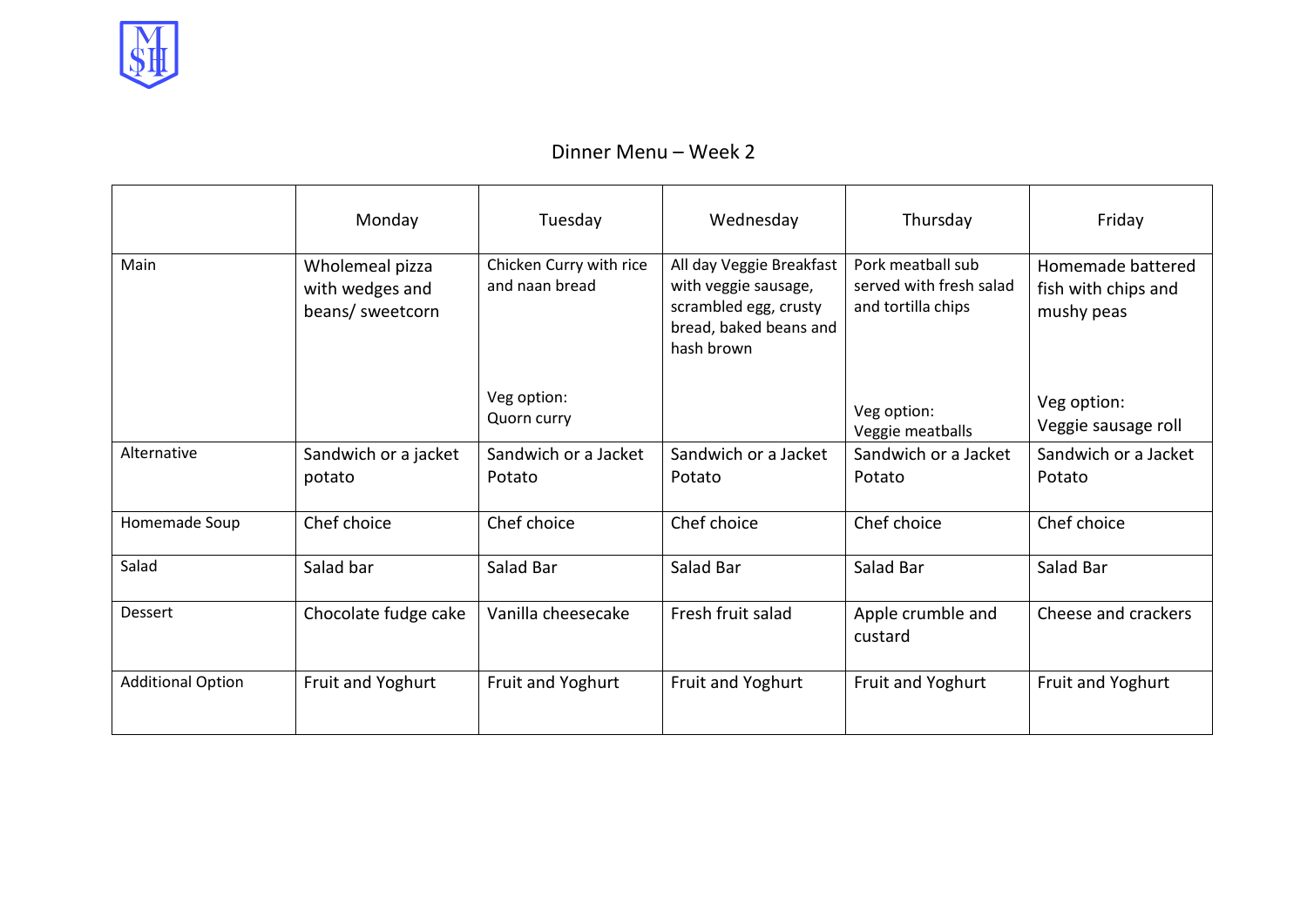# Dinner Menu – Week 2

| | Monday | Tuesday | Wednesday | Thursday | Friday |
|---|---|---|---|---|---|
| Main | Wholemeal pizza with wedges and beans/ sweetcorn | Chicken Curry with rice and naan bread<br><br>Veg option: Quorn curry | All day Veggie Breakfast with veggie sausage, scrambled egg, crusty bread, baked beans and hash brown | Pork meatball sub served with fresh salad and tortilla chips<br><br>Veg option: Veggie meatballs | Homemade battered fish with chips and mushy peas<br><br>Veg option: Veggie sausage roll |
| Alternative | Sandwich or a jacket potato | Sandwich or a Jacket Potato | Sandwich or a Jacket Potato | Sandwich or a Jacket Potato | Sandwich or a Jacket Potato |
| Homemade Soup | Chef choice | Chef choice | Chef choice | Chef choice | Chef choice |
| Salad | Salad bar | Salad Bar | Salad Bar | Salad Bar | Salad Bar |
| Dessert | Chocolate fudge cake | Vanilla cheesecake | Fresh fruit salad | Apple crumble and custard | Cheese and crackers |
| Additional Option | Fruit and Yoghurt | Fruit and Yoghurt | Fruit and Yoghurt | Fruit and Yoghurt | Fruit and Yoghurt |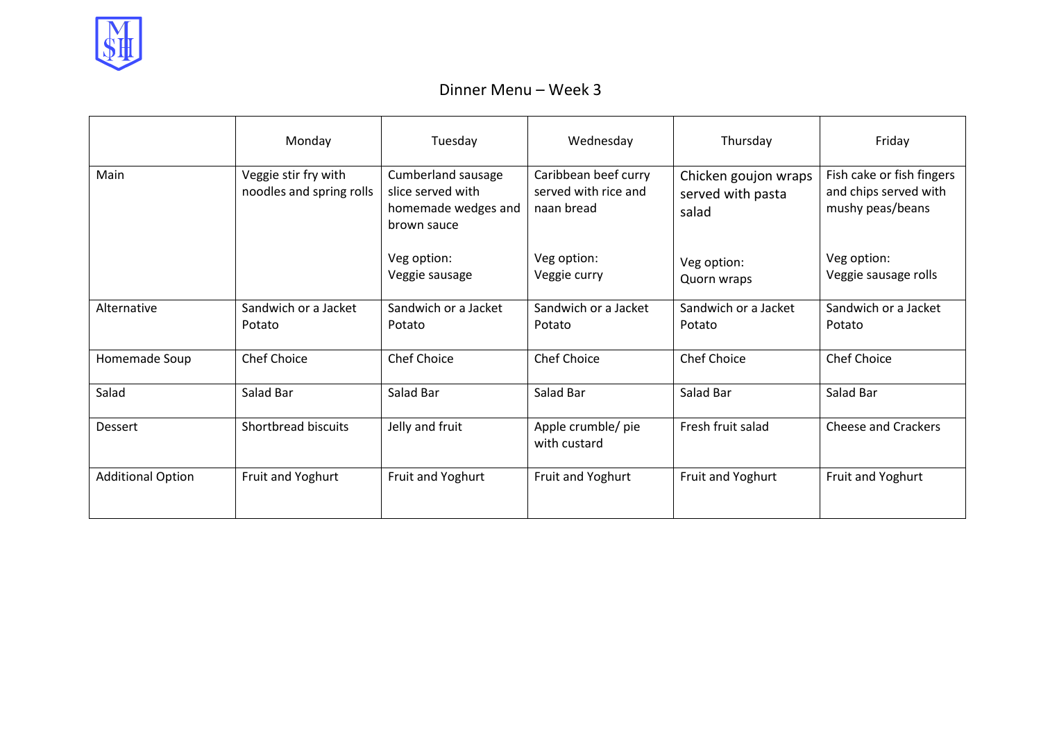# Dinner Menu – Week 3

| | Monday | Tuesday | Wednesday | Thursday | Friday |
|---|---|---|---|---|---|
| Main | Veggie stir fry with noodles and spring rolls | Cumberland sausage slice served with homemade wedges and brown sauce<br><br>Veg option:<br>Veggie sausage | Caribbean beef curry served with rice and naan bread<br><br>Veg option:<br>Veggie curry | Chicken goujon wraps served with pasta salad<br><br>Veg option:<br>Quorn wraps | Fish cake or fish fingers and chips served with mushy peas/beans<br><br>Veg option:<br>Veggie sausage rolls |
| Alternative | Sandwich or a Jacket Potato | Sandwich or a Jacket Potato | Sandwich or a Jacket Potato | Sandwich or a Jacket Potato | Sandwich or a Jacket Potato |
| Homemade Soup | Chef Choice | Chef Choice | Chef Choice | Chef Choice | Chef Choice |
| Salad | Salad Bar | Salad Bar | Salad Bar | Salad Bar | Salad Bar |
| Dessert | Shortbread biscuits | Jelly and fruit | Apple crumble/ pie with custard | Fresh fruit salad | Cheese and Crackers |
| Additional Option | Fruit and Yoghurt | Fruit and Yoghurt | Fruit and Yoghurt | Fruit and Yoghurt | Fruit and Yoghurt |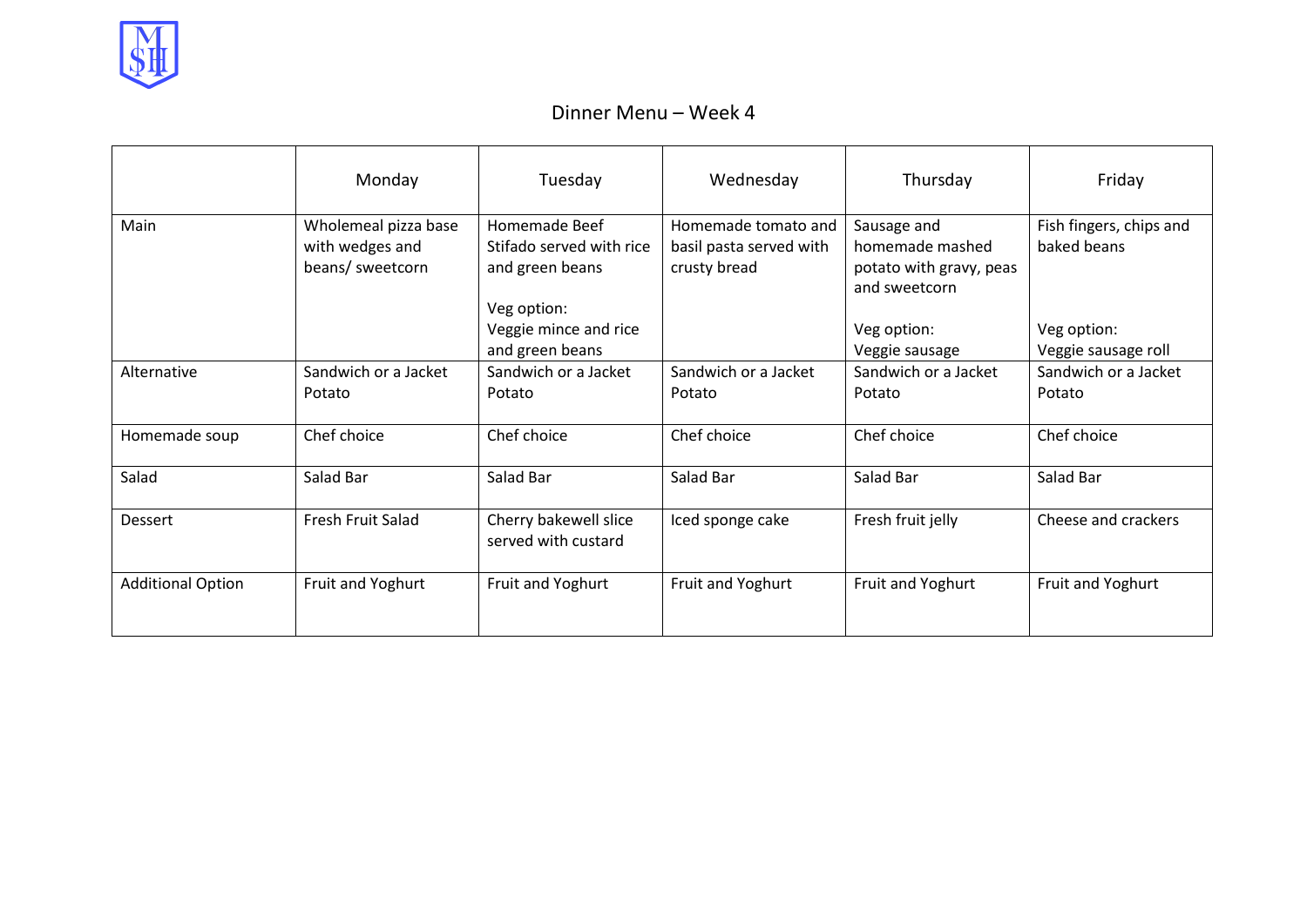# Dinner Menu – Week 4

| | Monday | Tuesday | Wednesday | Thursday | Friday |
|---|---|---|---|---|---|
| Main | Wholemeal pizza base with wedges and beans/ sweetcorn | Homemade Beef Stifado served with rice and green beans<br><br>Veg option:<br>Veggie mince and rice and green beans | Homemade tomato and basil pasta served with crusty bread | Sausage and homemade mashed potato with gravy, peas and sweetcorn<br><br>Veg option:<br>Veggie sausage | Fish fingers, chips and baked beans<br><br>Veg option:<br>Veggie sausage roll |
| Alternative | Sandwich or a Jacket Potato | Sandwich or a Jacket Potato | Sandwich or a Jacket Potato | Sandwich or a Jacket Potato | Sandwich or a Jacket Potato |
| Homemade soup | Chef choice | Chef choice | Chef choice | Chef choice | Chef choice |
| Salad | Salad Bar | Salad Bar | Salad Bar | Salad Bar | Salad Bar |
| Dessert | Fresh Fruit Salad | Cherry bakewell slice served with custard | Iced sponge cake | Fresh fruit jelly | Cheese and crackers |
| Additional Option | Fruit and Yoghurt | Fruit and Yoghurt | Fruit and Yoghurt | Fruit and Yoghurt | Fruit and Yoghurt |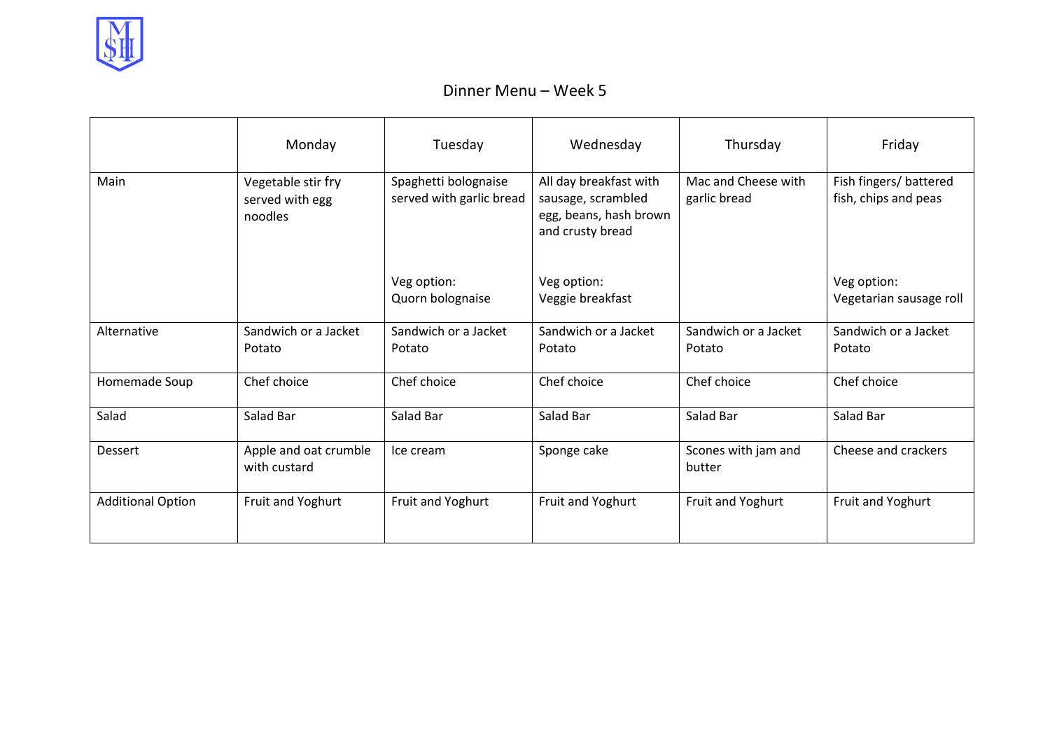# Dinner Menu – Week 5

| | Monday | Tuesday | Wednesday | Thursday | Friday |
|---|---|---|---|---|---|
| Main | Vegetable stir fry served with egg noodles | Spaghetti bolognaise served with garlic bread<br><br>Veg option:<br>Quorn bolognaise | All day breakfast with sausage, scrambled egg, beans, hash brown and crusty bread<br><br>Veg option:<br>Veggie breakfast | Mac and Cheese with garlic bread | Fish fingers/ battered fish, chips and peas<br><br>Veg option:<br>Vegetarian sausage roll |
| Alternative | Sandwich or a Jacket Potato | Sandwich or a Jacket Potato | Sandwich or a Jacket Potato | Sandwich or a Jacket Potato | Sandwich or a Jacket Potato |
| Homemade Soup | Chef choice | Chef choice | Chef choice | Chef choice | Chef choice |
| Salad | Salad Bar | Salad Bar | Salad Bar | Salad Bar | Salad Bar |
| Dessert | Apple and oat crumble with custard | Ice cream | Sponge cake | Scones with jam and butter | Cheese and crackers |
| Additional Option | Fruit and Yoghurt | Fruit and Yoghurt | Fruit and Yoghurt | Fruit and Yoghurt | Fruit and Yoghurt |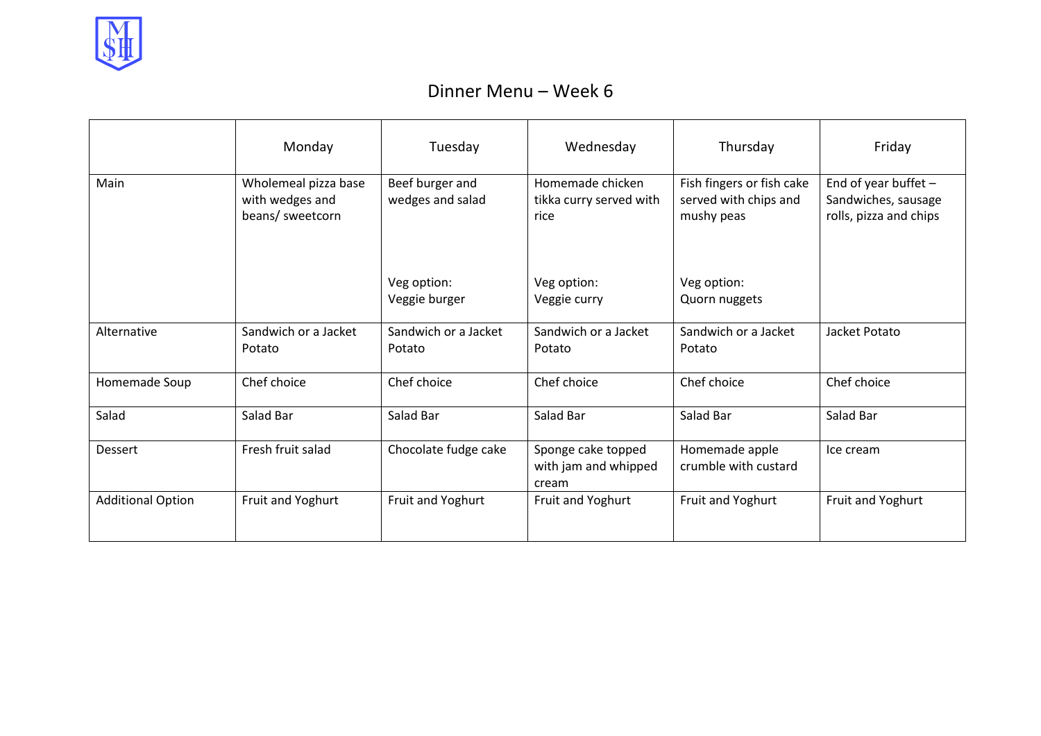# Dinner Menu – Week 6

| | Monday | Tuesday | Wednesday | Thursday | Friday |
|---|---|---|---|---|---|
| Main | Wholemeal pizza base with wedges and beans/ sweetcorn | Beef burger and wedges and salad<br><br>Veg option:<br>Veggie burger | Homemade chicken tikka curry served with rice<br><br>Veg option:<br>Veggie curry | Fish fingers or fish cake served with chips and mushy peas<br><br>Veg option:<br>Quorn nuggets | End of year buffet – Sandwiches, sausage rolls, pizza and chips |
| Alternative | Sandwich or a Jacket Potato | Sandwich or a Jacket Potato | Sandwich or a Jacket Potato | Sandwich or a Jacket Potato | Jacket Potato |
| Homemade Soup | Chef choice | Chef choice | Chef choice | Chef choice | Chef choice |
| Salad | Salad Bar | Salad Bar | Salad Bar | Salad Bar | Salad Bar |
| Dessert | Fresh fruit salad | Chocolate fudge cake | Sponge cake topped with jam and whipped cream | Homemade apple crumble with custard | Ice cream |
| Additional Option | Fruit and Yoghurt | Fruit and Yoghurt | Fruit and Yoghurt | Fruit and Yoghurt | Fruit and Yoghurt |